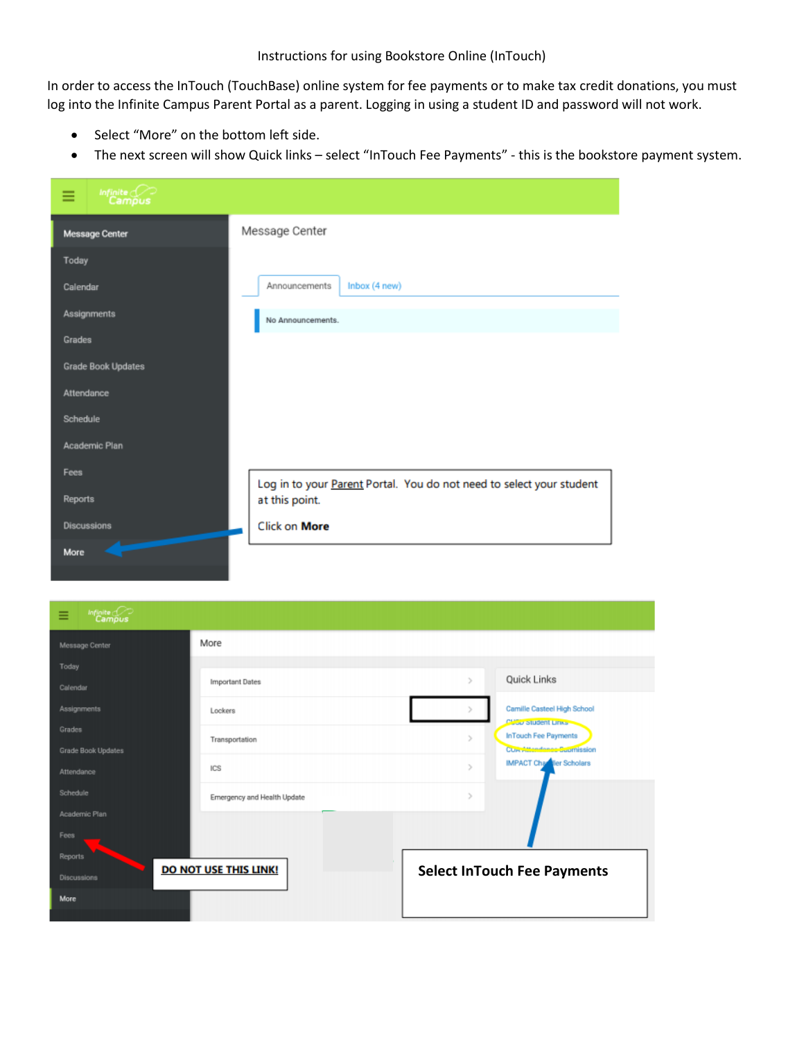Instructions for using Bookstore Online (InTouch)

In order to access the InTouch (TouchBase) online system for fee payments or to make tax credit donations, you must log into the Infinite Campus Parent Portal as a parent. Logging in using a student ID and password will not work.

- Select "More" on the bottom left side.
- The next screen will show Quick links – select "InTouch Fee Payments" - this is the bookstore payment system.

Log in to your Parent Portal. You do not need to select your student at this point.

Click on **More**

**DO NOT USE THIS LINK!**

**Select InTouch Fee Payments**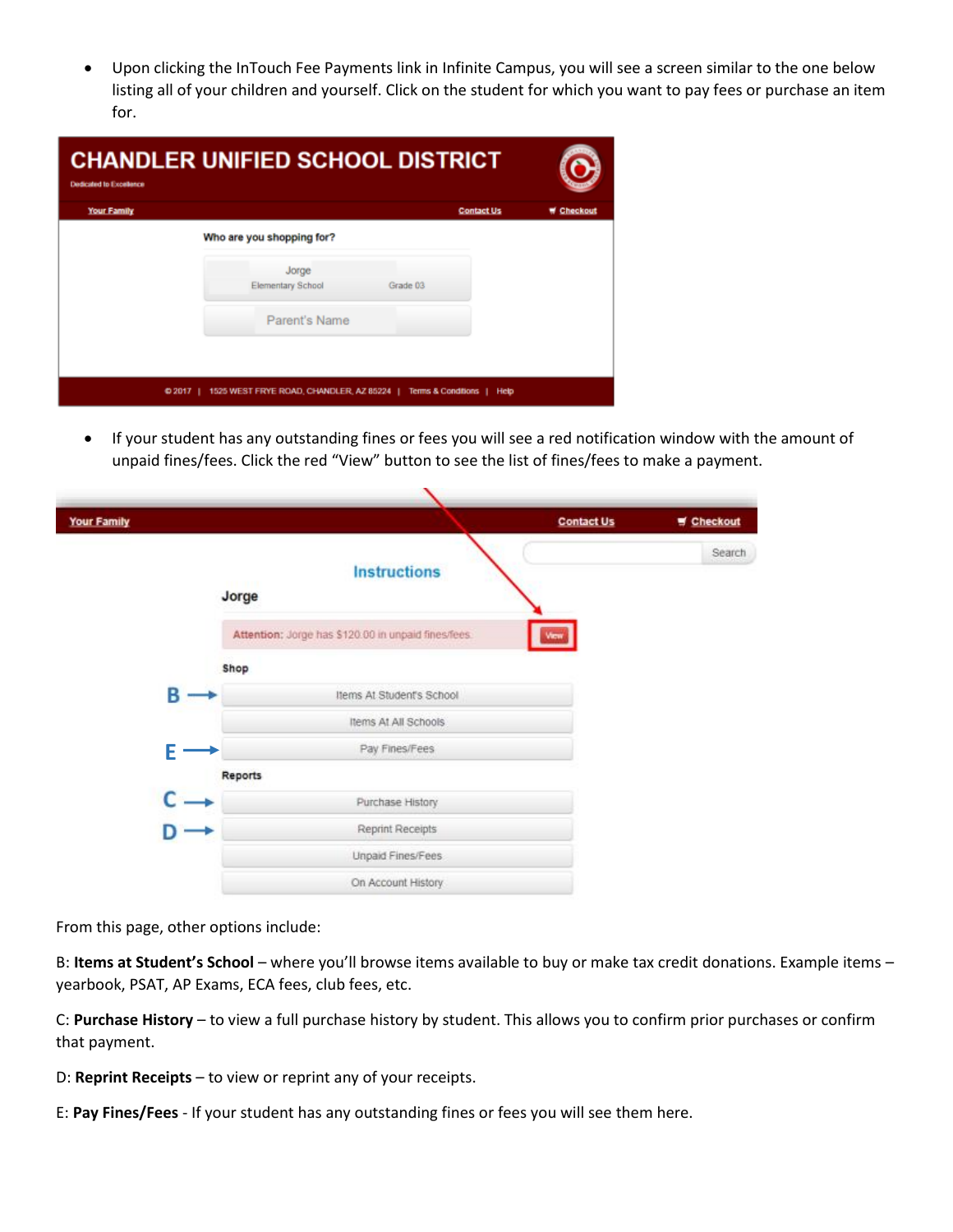- Upon clicking the InTouch Fee Payments link in Infinite Campus, you will see a screen similar to the one below listing all of your children and yourself. Click on the student for which you want to pay fees or purchase an item for.

- If your student has any outstanding fines or fees you will see a red notification window with the amount of unpaid fines/fees. Click the red "View" button to see the list of fines/fees to make a payment.

From this page, other options include:

B: **Items at Student's School** – where you'll browse items available to buy or make tax credit donations. Example items – yearbook, PSAT, AP Exams, ECA fees, club fees, etc.

C: **Purchase History** – to view a full purchase history by student. This allows you to confirm prior purchases or confirm that payment.

D: **Reprint Receipts** – to view or reprint any of your receipts.

E: **Pay Fines/Fees** - If your student has any outstanding fines or fees you will see them here.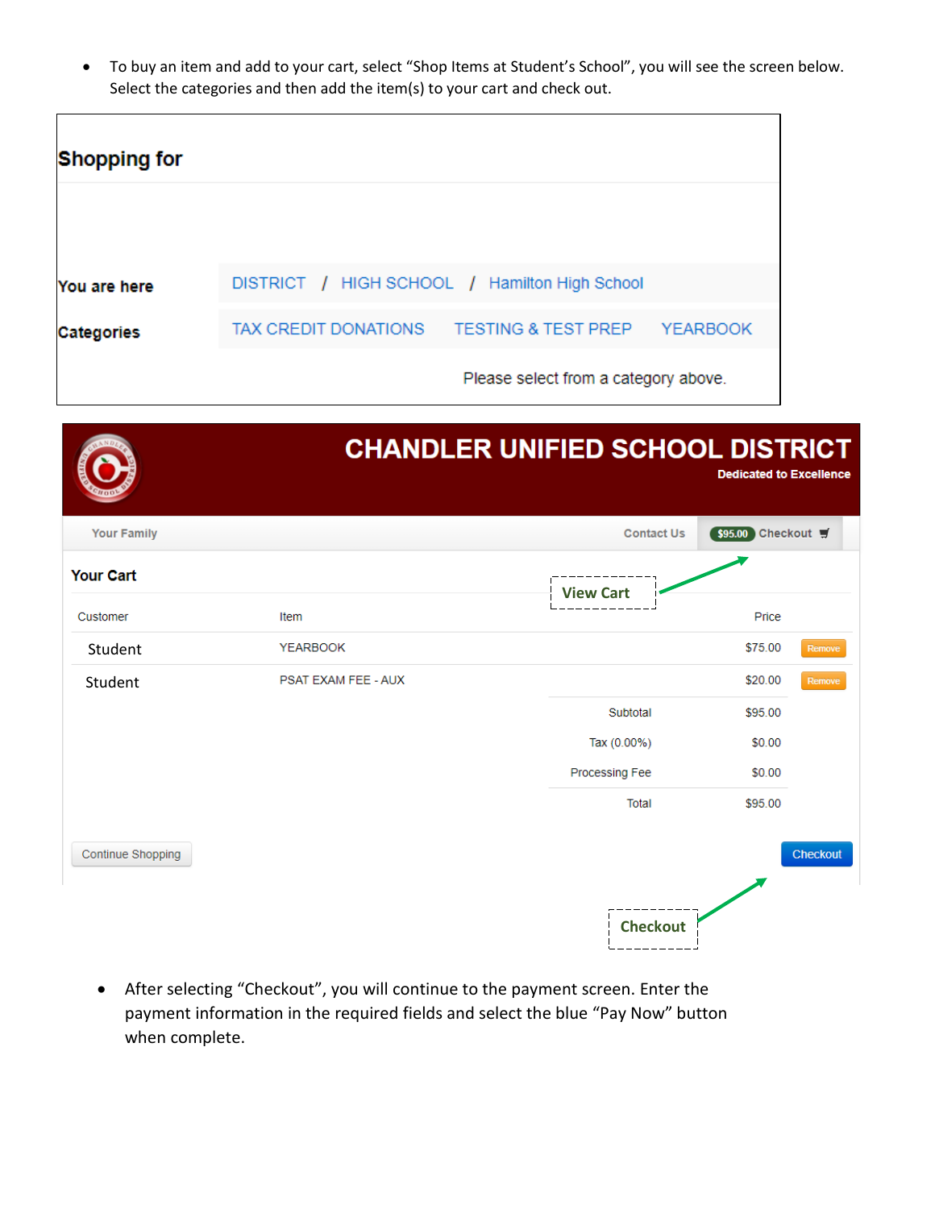- To buy an item and add to your cart, select "Shop Items at Student's School", you will see the screen below. Select the categories and then add the item(s) to your cart and check out.

**Shopping for**

| | |
|---|---|
| **You are here** | DISTRICT / HIGH SCHOOL / Hamilton High School |
| **Categories** | TAX CREDIT DONATIONS   TESTING & TEST PREP   YEARBOOK |

Please select from a category above.

**CHANDLER UNIFIED SCHOOL DISTRICT**

Dedicated to Excellence

Your Family    Contact Us    $95.00 Checkout

View Cart

**Your Cart**

| Customer | Item | Price | |
|---|---|---|---|
| Student | YEARBOOK | $75.00 | Remove |
| Student | PSAT EXAM FEE - AUX | $20.00 | Remove |
| | Subtotal | $95.00 | |
| | Tax (0.00%) | $0.00 | |
| | Processing Fee | $0.00 | |
| | Total | $95.00 | |

Continue Shopping    Checkout

Checkout

- After selecting "Checkout", you will continue to the payment screen. Enter the payment information in the required fields and select the blue "Pay Now" button when complete.